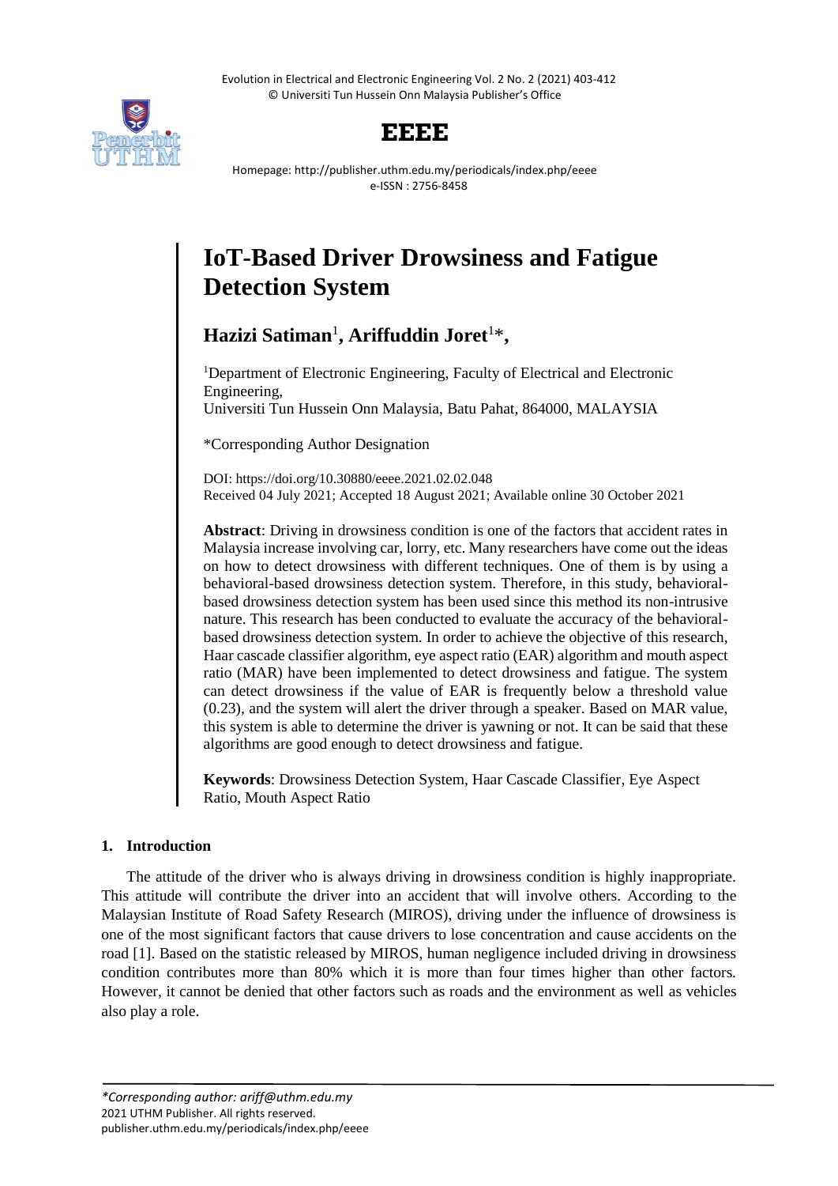# IoT-Based Driver Drowsiness and Fatigue Detection System

**Hazizi Satiman**[1], **Ariffuddin Joret**[1]*,

[1]Department of Electronic Engineering, Faculty of Electrical and Electronic Engineering,
Universiti Tun Hussein Onn Malaysia, Batu Pahat, 864000, MALAYSIA

*Corresponding Author Designation

DOI: https://doi.org/10.30880/eeee.2021.02.02.048
Received 04 July 2021; Accepted 18 August 2021; Available online 30 October 2021

**Abstract**: Driving in drowsiness condition is one of the factors that accident rates in Malaysia increase involving car, lorry, etc. Many researchers have come out the ideas on how to detect drowsiness with different techniques. One of them is by using a behavioral-based drowsiness detection system. Therefore, in this study, behavioral-based drowsiness detection system has been used since this method its non-intrusive nature. This research has been conducted to evaluate the accuracy of the behavioral-based drowsiness detection system. In order to achieve the objective of this research, Haar cascade classifier algorithm, eye aspect ratio (EAR) algorithm and mouth aspect ratio (MAR) have been implemented to detect drowsiness and fatigue. The system can detect drowsiness if the value of EAR is frequently below a threshold value (0.23), and the system will alert the driver through a speaker. Based on MAR value, this system is able to determine the driver is yawning or not. It can be said that these algorithms are good enough to detect drowsiness and fatigue.

**Keywords**: Drowsiness Detection System, Haar Cascade Classifier, Eye Aspect Ratio, Mouth Aspect Ratio

## 1. Introduction

The attitude of the driver who is always driving in drowsiness condition is highly inappropriate. This attitude will contribute the driver into an accident that will involve others. According to the Malaysian Institute of Road Safety Research (MIROS), driving under the influence of drowsiness is one of the most significant factors that cause drivers to lose concentration and cause accidents on the road [1]. Based on the statistic released by MIROS, human negligence included driving in drowsiness condition contributes more than 80% which it is more than four times higher than other factors. However, it cannot be denied that other factors such as roads and the environment as well as vehicles also play a role.

*Corresponding author: ariff@uthm.edu.my
2021 UTHM Publisher. All rights reserved.
publisher.uthm.edu.my/periodicals/index.php/eeee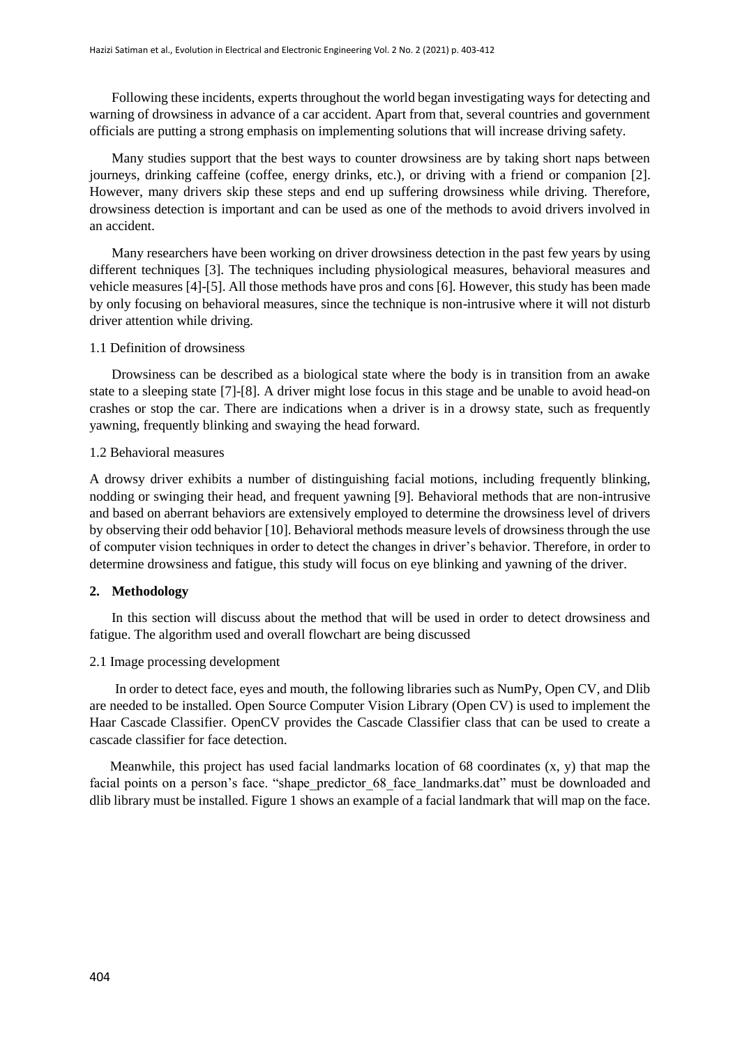Following these incidents, experts throughout the world began investigating ways for detecting and warning of drowsiness in advance of a car accident. Apart from that, several countries and government officials are putting a strong emphasis on implementing solutions that will increase driving safety.

Many studies support that the best ways to counter drowsiness are by taking short naps between journeys, drinking caffeine (coffee, energy drinks, etc.), or driving with a friend or companion [2]. However, many drivers skip these steps and end up suffering drowsiness while driving. Therefore, drowsiness detection is important and can be used as one of the methods to avoid drivers involved in an accident.

Many researchers have been working on driver drowsiness detection in the past few years by using different techniques [3]. The techniques including physiological measures, behavioral measures and vehicle measures [4]-[5]. All those methods have pros and cons [6]. However, this study has been made by only focusing on behavioral measures, since the technique is non-intrusive where it will not disturb driver attention while driving.

### 1.1 Definition of drowsiness

Drowsiness can be described as a biological state where the body is in transition from an awake state to a sleeping state [7]-[8]. A driver might lose focus in this stage and be unable to avoid head-on crashes or stop the car. There are indications when a driver is in a drowsy state, such as frequently yawning, frequently blinking and swaying the head forward.

### 1.2 Behavioral measures

A drowsy driver exhibits a number of distinguishing facial motions, including frequently blinking, nodding or swinging their head, and frequent yawning [9]. Behavioral methods that are non-intrusive and based on aberrant behaviors are extensively employed to determine the drowsiness level of drivers by observing their odd behavior [10]. Behavioral methods measure levels of drowsiness through the use of computer vision techniques in order to detect the changes in driver's behavior. Therefore, in order to determine drowsiness and fatigue, this study will focus on eye blinking and yawning of the driver.

## 2. Methodology

In this section will discuss about the method that will be used in order to detect drowsiness and fatigue. The algorithm used and overall flowchart are being discussed

### 2.1 Image processing development

In order to detect face, eyes and mouth, the following libraries such as NumPy, Open CV, and Dlib are needed to be installed. Open Source Computer Vision Library (Open CV) is used to implement the Haar Cascade Classifier. OpenCV provides the Cascade Classifier class that can be used to create a cascade classifier for face detection.

Meanwhile, this project has used facial landmarks location of 68 coordinates (x, y) that map the facial points on a person's face. "shape_predictor_68_face_landmarks.dat" must be downloaded and dlib library must be installed. Figure 1 shows an example of a facial landmark that will map on the face.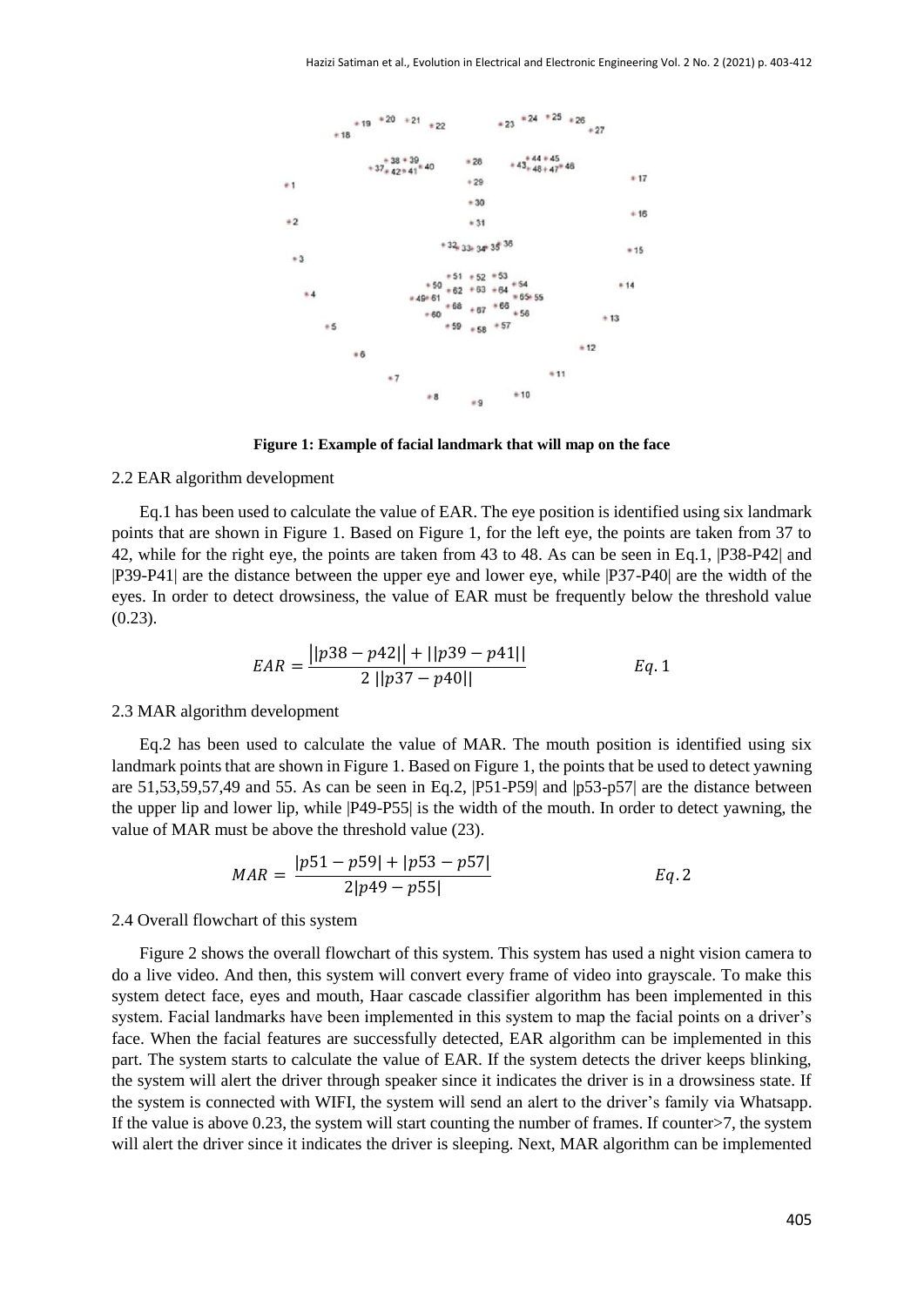**Figure 1: Example of facial landmark that will map on the face**

2.2 EAR algorithm development

Eq.1 has been used to calculate the value of EAR. The eye position is identified using six landmark points that are shown in Figure 1. Based on Figure 1, for the left eye, the points are taken from 37 to 42, while for the right eye, the points are taken from 43 to 48. As can be seen in Eq.1, |P38-P42| and |P39-P41| are the distance between the upper eye and lower eye, while |P37-P40| are the width of the eyes. In order to detect drowsiness, the value of EAR must be frequently below the threshold value (0.23).

$$EAR = \frac{||p38 - p42|| + ||p39 - p41||}{2\ ||p37 - p40||} \qquad Eq.1$$

2.3 MAR algorithm development

Eq.2 has been used to calculate the value of MAR. The mouth position is identified using six landmark points that are shown in Figure 1. Based on Figure 1, the points that be used to detect yawning are 51,53,59,57,49 and 55. As can be seen in Eq.2, |P51-P59| and |p53-p57| are the distance between the upper lip and lower lip, while |P49-P55| is the width of the mouth. In order to detect yawning, the value of MAR must be above the threshold value (23).

$$MAR = \frac{|p51 - p59| + |p53 - p57|}{2|p49 - p55|} \qquad Eq.2$$

2.4 Overall flowchart of this system

Figure 2 shows the overall flowchart of this system. This system has used a night vision camera to do a live video. And then, this system will convert every frame of video into grayscale. To make this system detect face, eyes and mouth, Haar cascade classifier algorithm has been implemented in this system. Facial landmarks have been implemented in this system to map the facial points on a driver's face. When the facial features are successfully detected, EAR algorithm can be implemented in this part. The system starts to calculate the value of EAR. If the system detects the driver keeps blinking, the system will alert the driver through speaker since it indicates the driver is in a drowsiness state. If the system is connected with WIFI, the system will send an alert to the driver's family via Whatsapp. If the value is above 0.23, the system will start counting the number of frames. If counter>7, the system will alert the driver since it indicates the driver is sleeping. Next, MAR algorithm can be implemented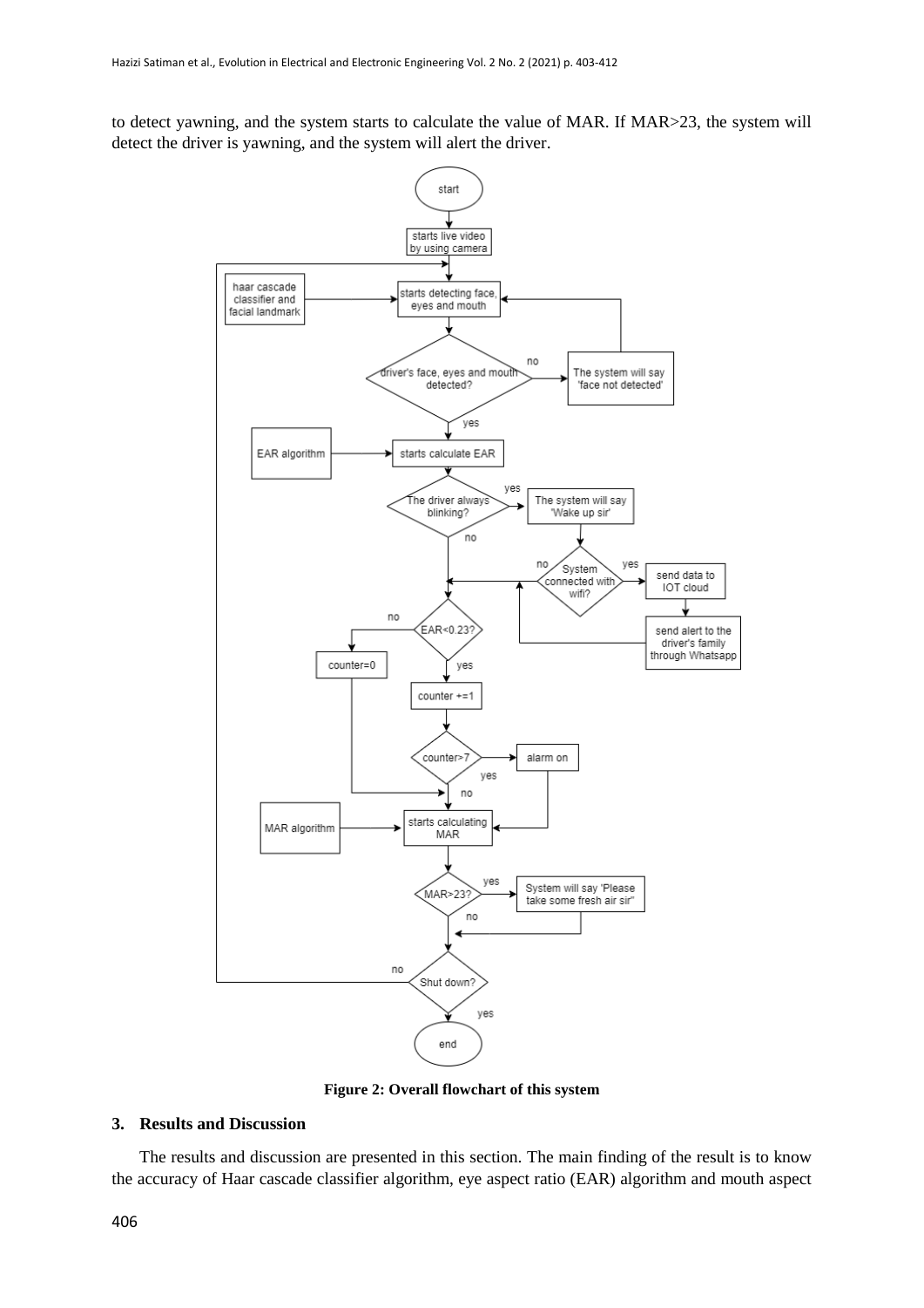to detect yawning, and the system starts to calculate the value of MAR. If MAR>23, the system will detect the driver is yawning, and the system will alert the driver.

**Figure 2: Overall flowchart of this system**

## 3. Results and Discussion

The results and discussion are presented in this section. The main finding of the result is to know the accuracy of Haar cascade classifier algorithm, eye aspect ratio (EAR) algorithm and mouth aspect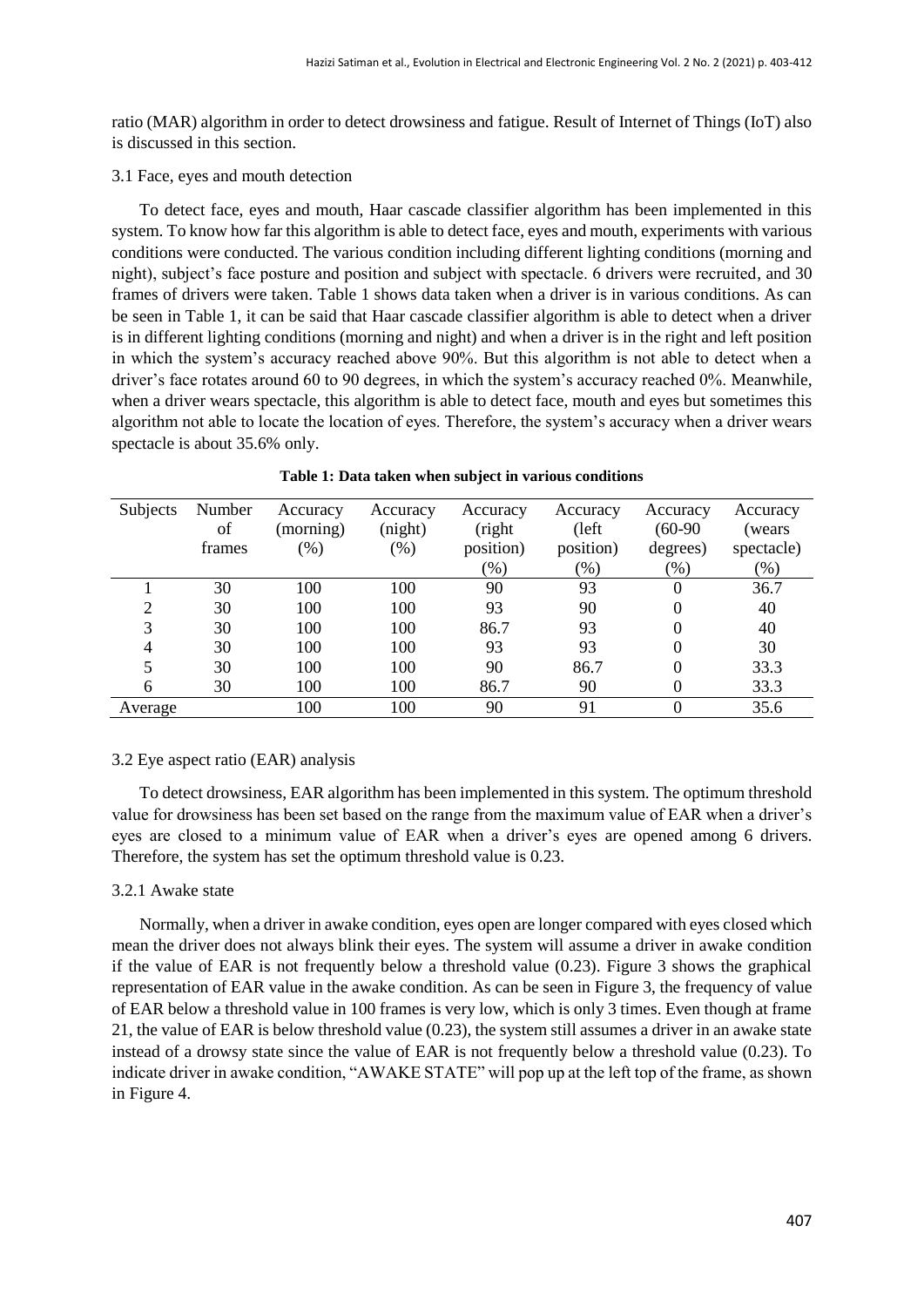ratio (MAR) algorithm in order to detect drowsiness and fatigue. Result of Internet of Things (IoT) also is discussed in this section.

### 3.1 Face, eyes and mouth detection

To detect face, eyes and mouth, Haar cascade classifier algorithm has been implemented in this system. To know how far this algorithm is able to detect face, eyes and mouth, experiments with various conditions were conducted. The various condition including different lighting conditions (morning and night), subject's face posture and position and subject with spectacle. 6 drivers were recruited, and 30 frames of drivers were taken. Table 1 shows data taken when a driver is in various conditions. As can be seen in Table 1, it can be said that Haar cascade classifier algorithm is able to detect when a driver is in different lighting conditions (morning and night) and when a driver is in the right and left position in which the system's accuracy reached above 90%. But this algorithm is not able to detect when a driver's face rotates around 60 to 90 degrees, in which the system's accuracy reached 0%. Meanwhile, when a driver wears spectacle, this algorithm is able to detect face, mouth and eyes but sometimes this algorithm not able to locate the location of eyes. Therefore, the system's accuracy when a driver wears spectacle is about 35.6% only.

**Table 1: Data taken when subject in various conditions**

| Subjects | Number of frames | Accuracy (morning) (%) | Accuracy (night) (%) | Accuracy (right position) (%) | Accuracy (left position) (%) | Accuracy (60-90 degrees) (%) | Accuracy (wears spectacle) (%) |
|---|---|---|---|---|---|---|---|
| 1 | 30 | 100 | 100 | 90 | 93 | 0 | 36.7 |
| 2 | 30 | 100 | 100 | 93 | 90 | 0 | 40 |
| 3 | 30 | 100 | 100 | 86.7 | 93 | 0 | 40 |
| 4 | 30 | 100 | 100 | 93 | 93 | 0 | 30 |
| 5 | 30 | 100 | 100 | 90 | 86.7 | 0 | 33.3 |
| 6 | 30 | 100 | 100 | 86.7 | 90 | 0 | 33.3 |
| Average | | 100 | 100 | 90 | 91 | 0 | 35.6 |

### 3.2 Eye aspect ratio (EAR) analysis

To detect drowsiness, EAR algorithm has been implemented in this system. The optimum threshold value for drowsiness has been set based on the range from the maximum value of EAR when a driver's eyes are closed to a minimum value of EAR when a driver's eyes are opened among 6 drivers. Therefore, the system has set the optimum threshold value is 0.23.

#### 3.2.1 Awake state

Normally, when a driver in awake condition, eyes open are longer compared with eyes closed which mean the driver does not always blink their eyes. The system will assume a driver in awake condition if the value of EAR is not frequently below a threshold value (0.23). Figure 3 shows the graphical representation of EAR value in the awake condition. As can be seen in Figure 3, the frequency of value of EAR below a threshold value in 100 frames is very low, which is only 3 times. Even though at frame 21, the value of EAR is below threshold value (0.23), the system still assumes a driver in an awake state instead of a drowsy state since the value of EAR is not frequently below a threshold value (0.23). To indicate driver in awake condition, "AWAKE STATE" will pop up at the left top of the frame, as shown in Figure 4.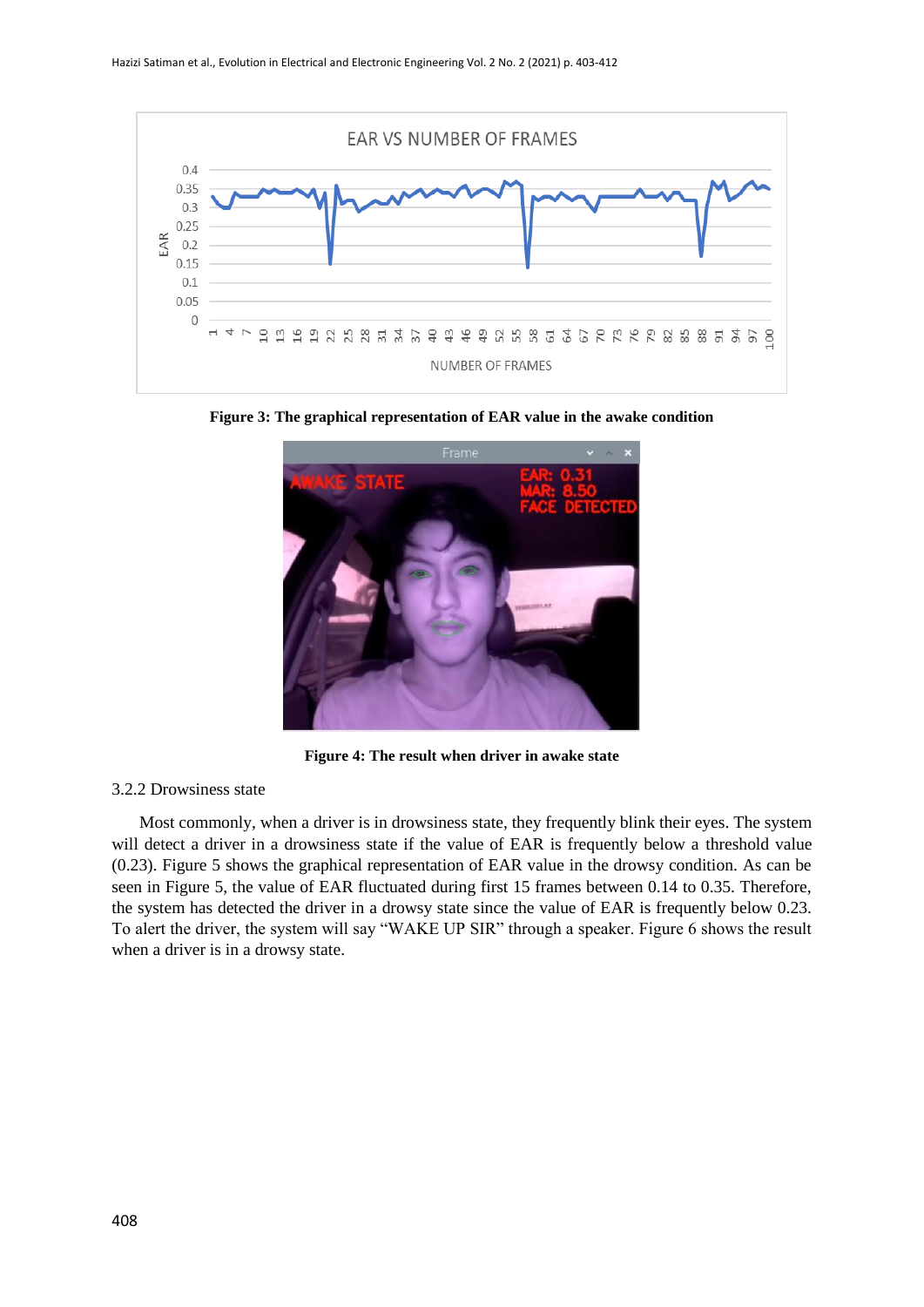Figure 3: The graphical representation of EAR value in the awake condition

Figure 4: The result when driver in awake state

### 3.2.2 Drowsiness state

Most commonly, when a driver is in drowsiness state, they frequently blink their eyes. The system will detect a driver in a drowsiness state if the value of EAR is frequently below a threshold value (0.23). Figure 5 shows the graphical representation of EAR value in the drowsy condition. As can be seen in Figure 5, the value of EAR fluctuated during first 15 frames between 0.14 to 0.35. Therefore, the system has detected the driver in a drowsy state since the value of EAR is frequently below 0.23. To alert the driver, the system will say "WAKE UP SIR" through a speaker. Figure 6 shows the result when a driver is in a drowsy state.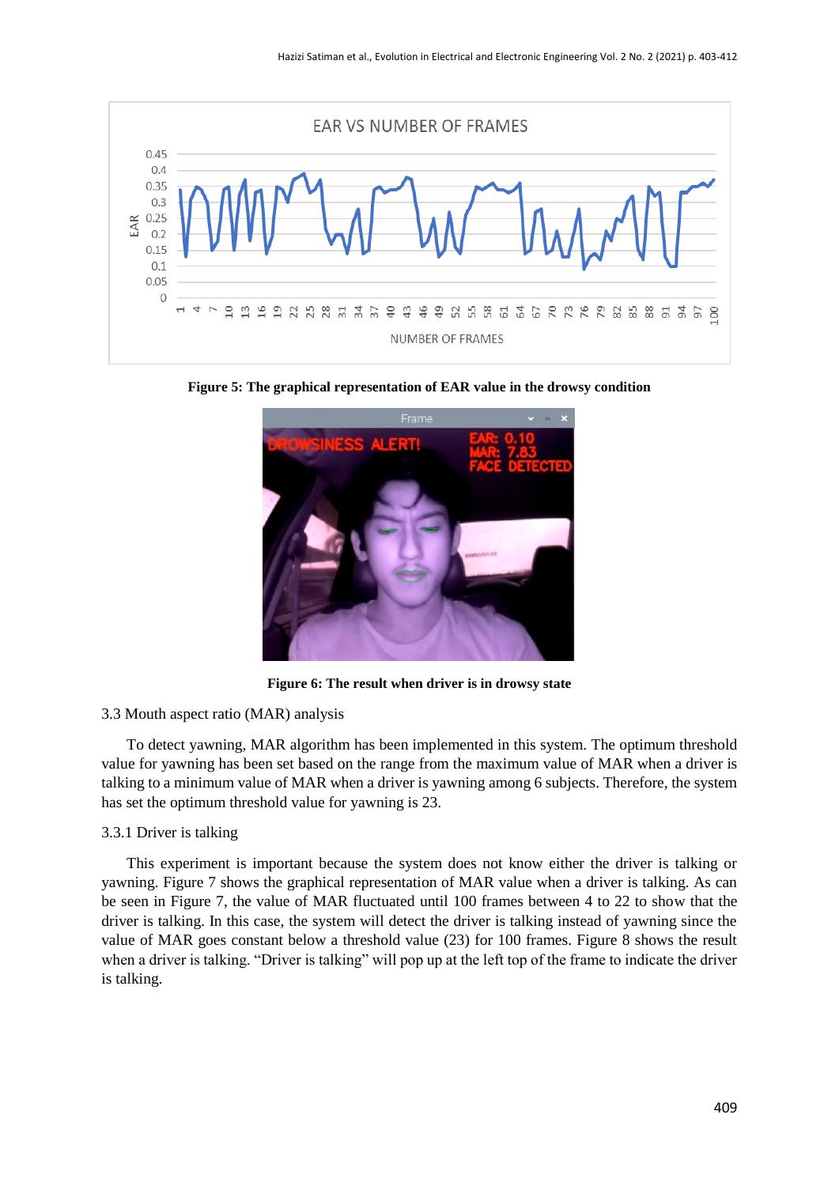**Figure 5: The graphical representation of EAR value in the drowsy condition**

**Figure 6: The result when driver is in drowsy state**

3.3 Mouth aspect ratio (MAR) analysis

To detect yawning, MAR algorithm has been implemented in this system. The optimum threshold value for yawning has been set based on the range from the maximum value of MAR when a driver is talking to a minimum value of MAR when a driver is yawning among 6 subjects. Therefore, the system has set the optimum threshold value for yawning is 23.

3.3.1 Driver is talking

This experiment is important because the system does not know either the driver is talking or yawning. Figure 7 shows the graphical representation of MAR value when a driver is talking. As can be seen in Figure 7, the value of MAR fluctuated until 100 frames between 4 to 22 to show that the driver is talking. In this case, the system will detect the driver is talking instead of yawning since the value of MAR goes constant below a threshold value (23) for 100 frames. Figure 8 shows the result when a driver is talking. "Driver is talking" will pop up at the left top of the frame to indicate the driver is talking.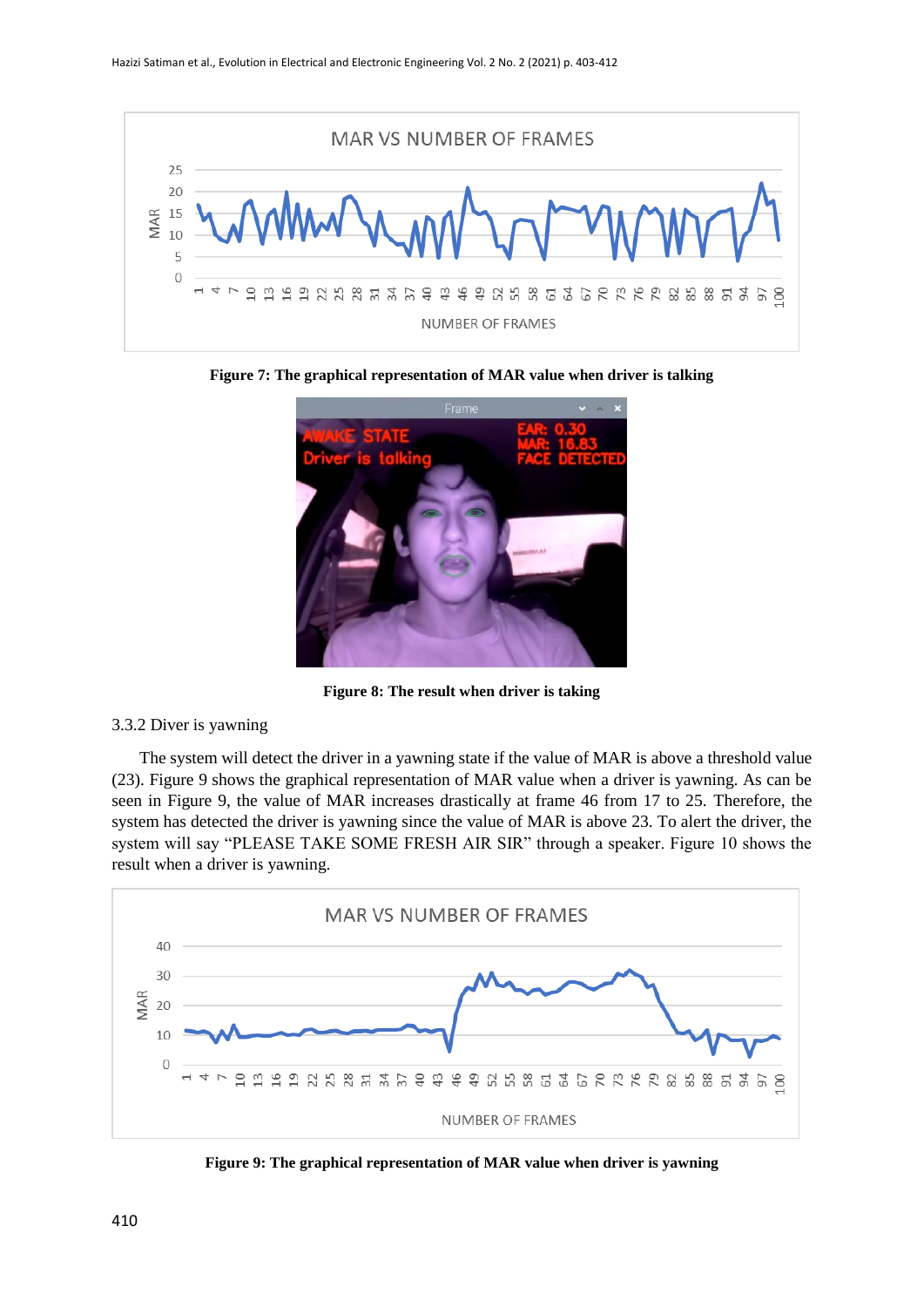**Figure 7: The graphical representation of MAR value when driver is talking**

**Figure 8: The result when driver is taking**

3.3.2 Diver is yawning

The system will detect the driver in a yawning state if the value of MAR is above a threshold value (23). Figure 9 shows the graphical representation of MAR value when a driver is yawning. As can be seen in Figure 9, the value of MAR increases drastically at frame 46 from 17 to 25. Therefore, the system has detected the driver is yawning since the value of MAR is above 23. To alert the driver, the system will say "PLEASE TAKE SOME FRESH AIR SIR" through a speaker. Figure 10 shows the result when a driver is yawning.

**Figure 9: The graphical representation of MAR value when driver is yawning**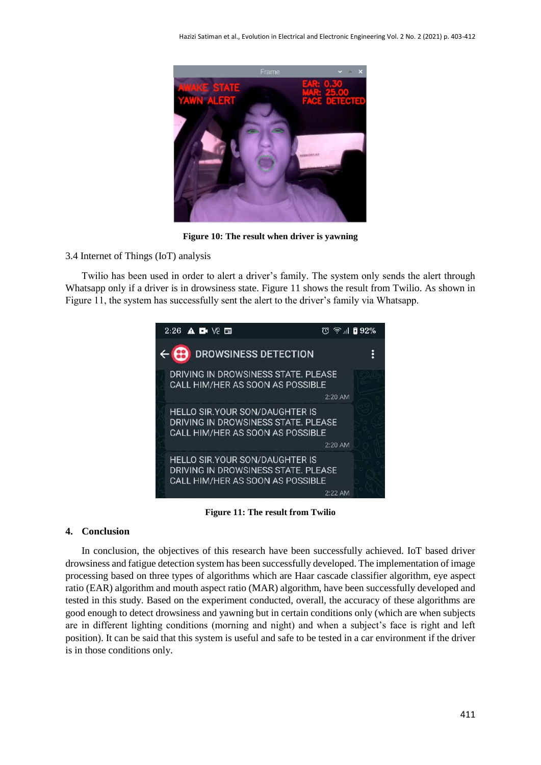Figure 10: The result when driver is yawning

3.4 Internet of Things (IoT) analysis

Twilio has been used in order to alert a driver's family. The system only sends the alert through Whatsapp only if a driver is in drowsiness state. Figure 11 shows the result from Twilio. As shown in Figure 11, the system has successfully sent the alert to the driver's family via Whatsapp.

Figure 11: The result from Twilio

## 4. Conclusion

In conclusion, the objectives of this research have been successfully achieved. IoT based driver drowsiness and fatigue detection system has been successfully developed. The implementation of image processing based on three types of algorithms which are Haar cascade classifier algorithm, eye aspect ratio (EAR) algorithm and mouth aspect ratio (MAR) algorithm, have been successfully developed and tested in this study. Based on the experiment conducted, overall, the accuracy of these algorithms are good enough to detect drowsiness and yawning but in certain conditions only (which are when subjects are in different lighting conditions (morning and night) and when a subject's face is right and left position). It can be said that this system is useful and safe to be tested in a car environment if the driver is in those conditions only.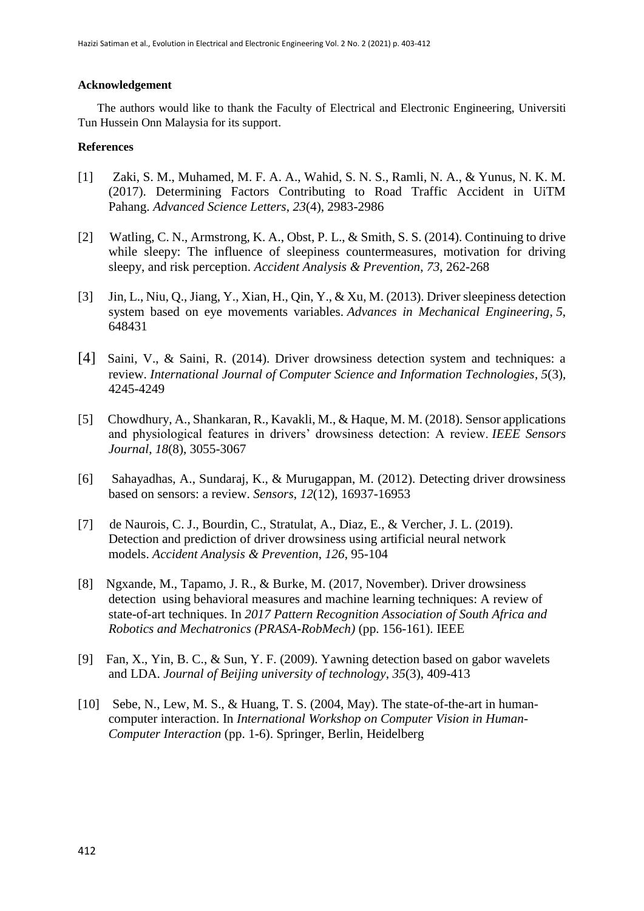### Acknowledgement

The authors would like to thank the Faculty of Electrical and Electronic Engineering, Universiti Tun Hussein Onn Malaysia for its support.

### References

[1] Zaki, S. M., Muhamed, M. F. A. A., Wahid, S. N. S., Ramli, N. A., & Yunus, N. K. M. (2017). Determining Factors Contributing to Road Traffic Accident in UiTM Pahang. *Advanced Science Letters*, *23*(4), 2983-2986

[2] Watling, C. N., Armstrong, K. A., Obst, P. L., & Smith, S. S. (2014). Continuing to drive while sleepy: The influence of sleepiness countermeasures, motivation for driving sleepy, and risk perception. *Accident Analysis & Prevention*, *73*, 262-268

[3] Jin, L., Niu, Q., Jiang, Y., Xian, H., Qin, Y., & Xu, M. (2013). Driver sleepiness detection system based on eye movements variables. *Advances in Mechanical Engineering*, *5*, 648431

[4] Saini, V., & Saini, R. (2014). Driver drowsiness detection system and techniques: a review. *International Journal of Computer Science and Information Technologies*, *5*(3), 4245-4249

[5] Chowdhury, A., Shankaran, R., Kavakli, M., & Haque, M. M. (2018). Sensor applications and physiological features in drivers' drowsiness detection: A review. *IEEE Sensors Journal*, *18*(8), 3055-3067

[6] Sahayadhas, A., Sundaraj, K., & Murugappan, M. (2012). Detecting driver drowsiness based on sensors: a review. *Sensors*, *12*(12), 16937-16953

[7] de Naurois, C. J., Bourdin, C., Stratulat, A., Diaz, E., & Vercher, J. L. (2019). Detection and prediction of driver drowsiness using artificial neural network models. *Accident Analysis & Prevention*, *126*, 95-104

[8] Ngxande, M., Tapamo, J. R., & Burke, M. (2017, November). Driver drowsiness detection using behavioral measures and machine learning techniques: A review of state-of-art techniques. In *2017 Pattern Recognition Association of South Africa and Robotics and Mechatronics (PRASA-RobMech)* (pp. 156-161). IEEE

[9] Fan, X., Yin, B. C., & Sun, Y. F. (2009). Yawning detection based on gabor wavelets and LDA. *Journal of Beijing university of technology*, *35*(3), 409-413

[10] Sebe, N., Lew, M. S., & Huang, T. S. (2004, May). The state-of-the-art in human-computer interaction. In *International Workshop on Computer Vision in Human-Computer Interaction* (pp. 1-6). Springer, Berlin, Heidelberg